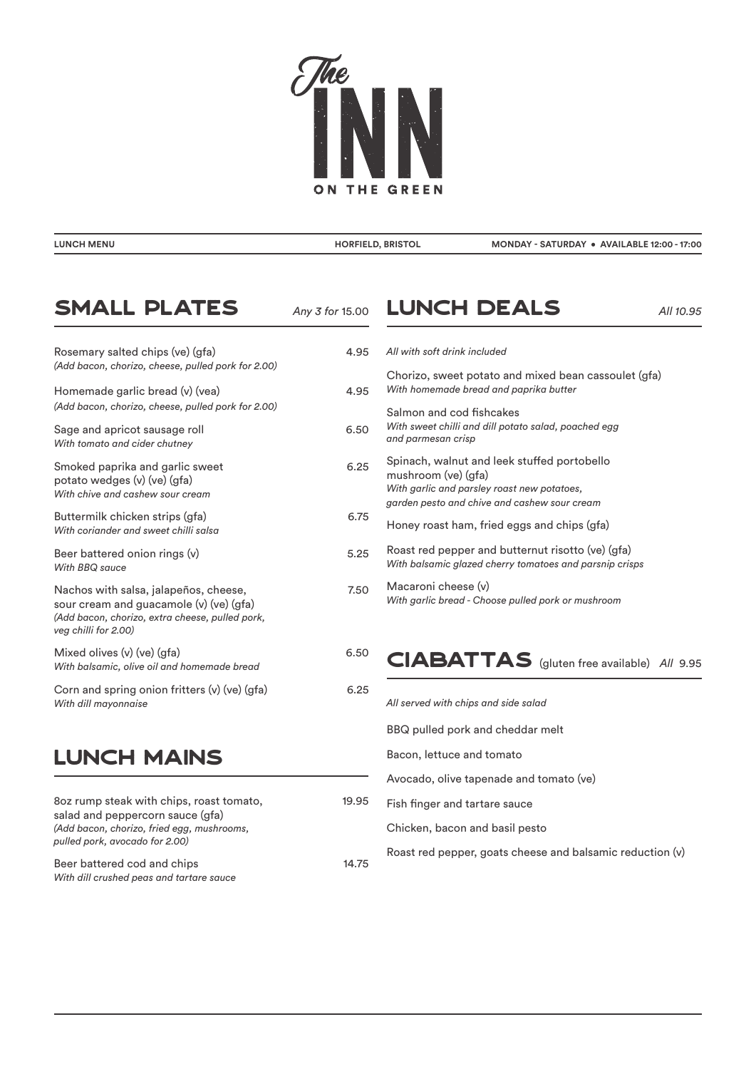# The INN ON THE GREEN

**LUNCH MENU** | **HORFIELD, BRISTOL** | **MONDAY - SATURDAY • AVAILABLE 12:00 - 17:00**

## SMALL PLATES

*Any 3 for* 15.00

Rosemary salted chips (ve) (gfa) — 4.95
*(Add bacon, chorizo, cheese, pulled pork for 2.00)*

Homemade garlic bread (v) (vea) — 4.95
*(Add bacon, chorizo, cheese, pulled pork for 2.00)*

Sage and apricot sausage roll — 6.50
*With tomato and cider chutney*

Smoked paprika and garlic sweet potato wedges (v) (ve) (gfa) — 6.25
*With chive and cashew sour cream*

Buttermilk chicken strips (gfa) — 6.75
*With coriander and sweet chilli salsa*

Beer battered onion rings (v) — 5.25
*With BBQ sauce*

Nachos with salsa, jalapeños, cheese, sour cream and guacamole (v) (ve) (gfa) — 7.50
*(Add bacon, chorizo, extra cheese, pulled pork, veg chilli for 2.00)*

Mixed olives (v) (ve) (gfa) — 6.50
*With balsamic, olive oil and homemade bread*

Corn and spring onion fritters (v) (ve) (gfa) — 6.25
*With dill mayonnaise*

## LUNCH MAINS

8oz rump steak with chips, roast tomato, salad and peppercorn sauce (gfa) — 19.95
*(Add bacon, chorizo, fried egg, mushrooms, pulled pork, avocado for 2.00)*

Beer battered cod and chips — 14.75
*With dill crushed peas and tartare sauce*

## LUNCH DEALS

*All 10.95*

*All with soft drink included*

Chorizo, sweet potato and mixed bean cassoulet (gfa)
*With homemade bread and paprika butter*

Salmon and cod fishcakes
*With sweet chilli and dill potato salad, poached egg and parmesan crisp*

Spinach, walnut and leek stuffed portobello mushroom (ve) (gfa)
*With garlic and parsley roast new potatoes, garden pesto and chive and cashew sour cream*

Honey roast ham, fried eggs and chips (gfa)

Roast red pepper and butternut risotto (ve) (gfa)
*With balsamic glazed cherry tomatoes and parsnip crisps*

Macaroni cheese (v)
*With garlic bread - Choose pulled pork or mushroom*

## CIABATTAS (gluten free available)

*All* 9.95

*All served with chips and side salad*

BBQ pulled pork and cheddar melt

Bacon, lettuce and tomato

Avocado, olive tapenade and tomato (ve)

Fish finger and tartare sauce

Chicken, bacon and basil pesto

Roast red pepper, goats cheese and balsamic reduction (v)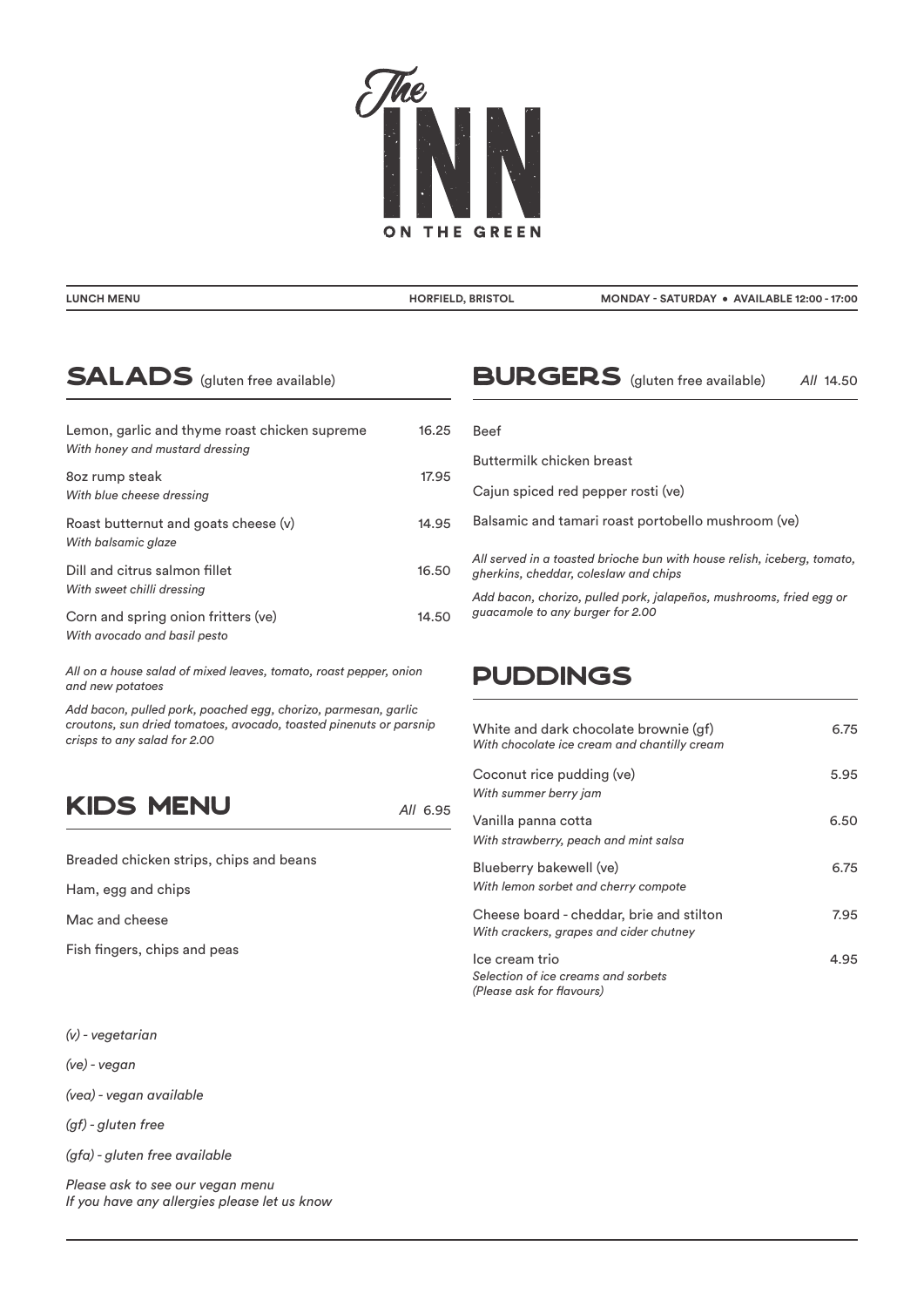# The INN ON THE GREEN

**LUNCH MENU** | **HORFIELD, BRISTOL** | **MONDAY - SATURDAY • AVAILABLE 12:00 - 17:00**

## SALADS (gluten free available)

| | |
|---|---|
| Lemon, garlic and thyme roast chicken supreme<br>*With honey and mustard dressing* | 16.25 |
| 8oz rump steak<br>*With blue cheese dressing* | 17.95 |
| Roast butternut and goats cheese (v)<br>*With balsamic glaze* | 14.95 |
| Dill and citrus salmon fillet<br>*With sweet chilli dressing* | 16.50 |
| Corn and spring onion fritters (ve)<br>*With avocado and basil pesto* | 14.50 |

*All on a house salad of mixed leaves, tomato, roast pepper, onion and new potatoes*

*Add bacon, pulled pork, poached egg, chorizo, parmesan, garlic croutons, sun dried tomatoes, avocado, toasted pinenuts or parsnip crisps to any salad for 2.00*

## KIDS MENU *All* 6.95

Breaded chicken strips, chips and beans

Ham, egg and chips

Mac and cheese

Fish fingers, chips and peas

## BURGERS (gluten free available) *All* 14.50

Beef

Buttermilk chicken breast

Cajun spiced red pepper rosti (ve)

Balsamic and tamari roast portobello mushroom (ve)

*All served in a toasted brioche bun with house relish, iceberg, tomato, gherkins, cheddar, coleslaw and chips*

*Add bacon, chorizo, pulled pork, jalapeños, mushrooms, fried egg or guacamole to any burger for 2.00*

## PUDDINGS

| | |
|---|---|
| White and dark chocolate brownie (gf)<br>*With chocolate ice cream and chantilly cream* | 6.75 |
| Coconut rice pudding (ve)<br>*With summer berry jam* | 5.95 |
| Vanilla panna cotta<br>*With strawberry, peach and mint salsa* | 6.50 |
| Blueberry bakewell (ve)<br>*With lemon sorbet and cherry compote* | 6.75 |
| Cheese board - cheddar, brie and stilton<br>*With crackers, grapes and cider chutney* | 7.95 |
| Ice cream trio<br>*Selection of ice creams and sorbets (Please ask for flavours)* | 4.95 |

*(v) - vegetarian*

*(ve) - vegan*

*(vea) - vegan available*

*(gf) - gluten free*

*(gfa) - gluten free available*

*Please ask to see our vegan menu*
*If you have any allergies please let us know*